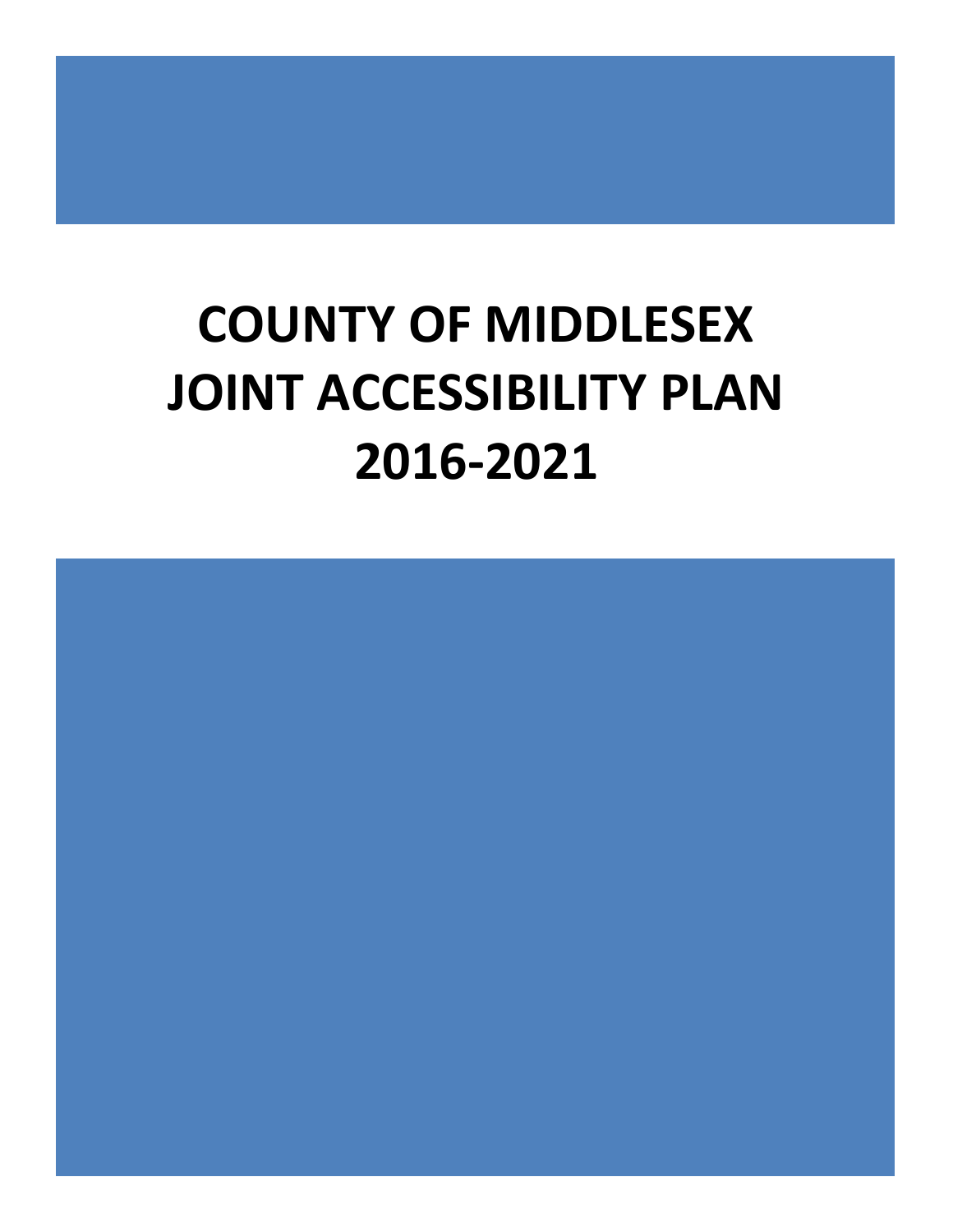# COUNTY OF MIDDLESEX
# JOINT ACCESSIBILITY PLAN
# 2016-2021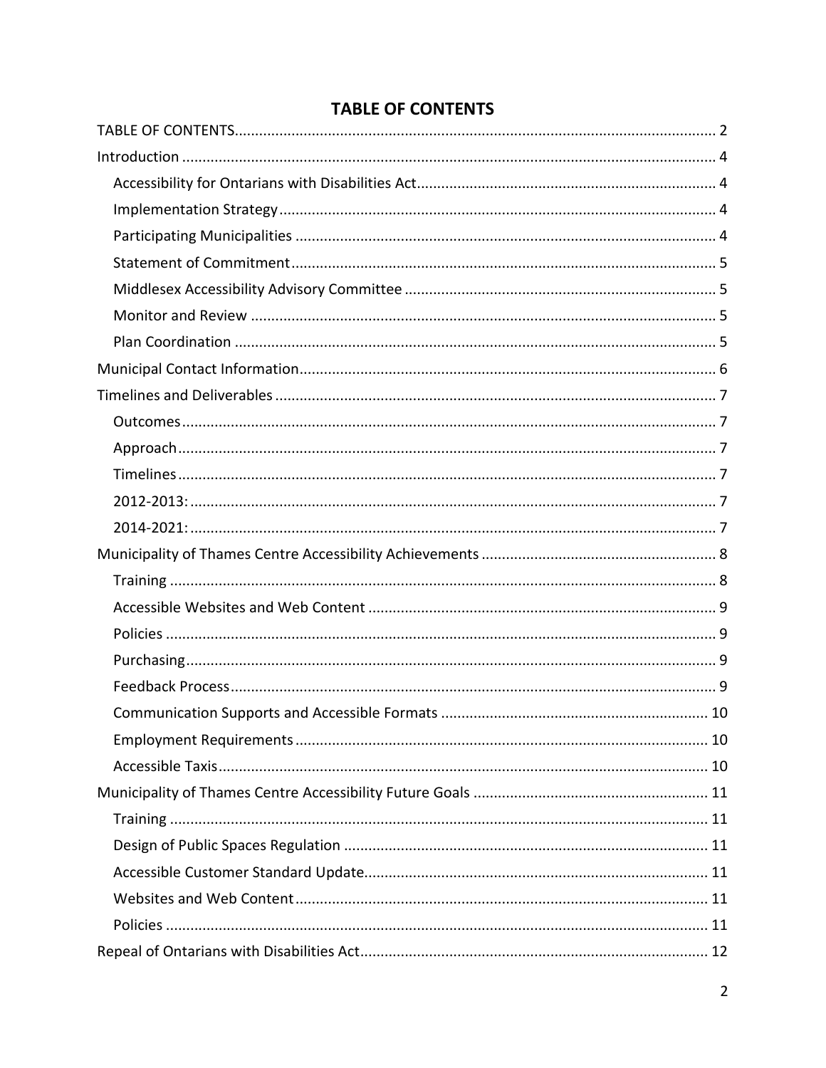# TABLE OF CONTENTS

TABLE OF CONTENTS ..... 2

Introduction ..... 4

- Accessibility for Ontarians with Disabilities Act ..... 4
- Implementation Strategy ..... 4
- Participating Municipalities ..... 4
- Statement of Commitment ..... 5
- Middlesex Accessibility Advisory Committee ..... 5
- Monitor and Review ..... 5
- Plan Coordination ..... 5

Municipal Contact Information ..... 6

Timelines and Deliverables ..... 7

- Outcomes ..... 7
- Approach ..... 7
- Timelines ..... 7
- 2012-2013: ..... 7
- 2014-2021: ..... 7

Municipality of Thames Centre Accessibility Achievements ..... 8

- Training ..... 8
- Accessible Websites and Web Content ..... 9
- Policies ..... 9
- Purchasing ..... 9
- Feedback Process ..... 9
- Communication Supports and Accessible Formats ..... 10
- Employment Requirements ..... 10
- Accessible Taxis ..... 10

Municipality of Thames Centre Accessibility Future Goals ..... 11

- Training ..... 11
- Design of Public Spaces Regulation ..... 11
- Accessible Customer Standard Update ..... 11
- Websites and Web Content ..... 11
- Policies ..... 11

Repeal of Ontarians with Disabilities Act ..... 12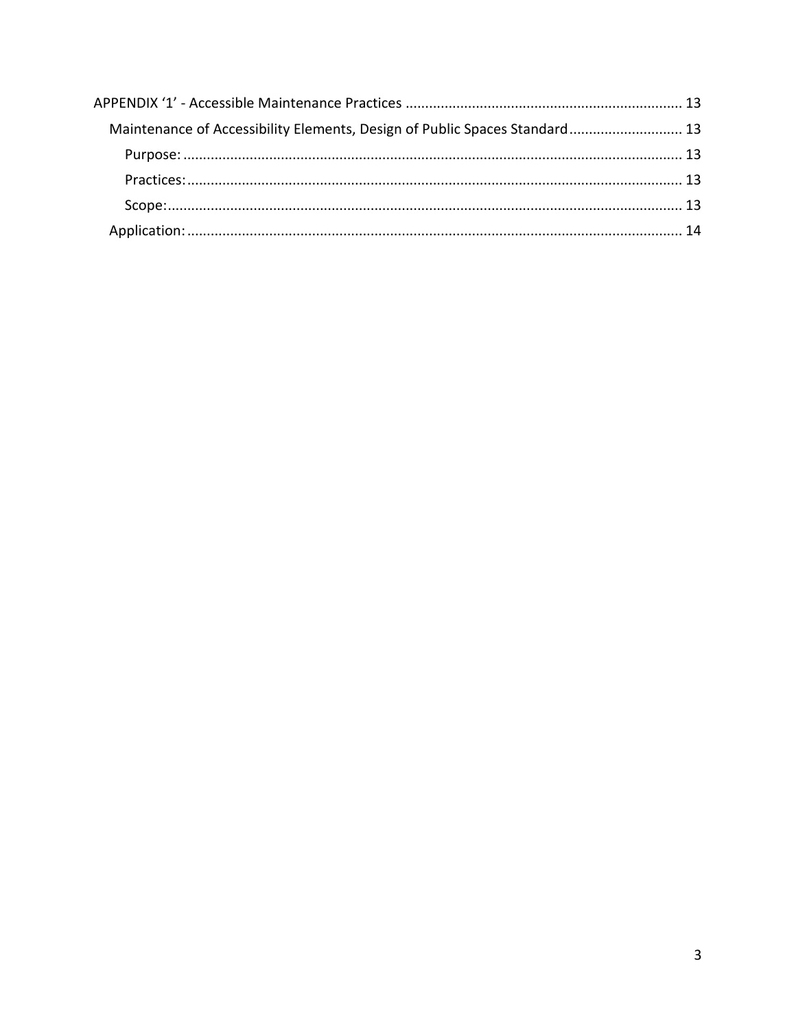APPENDIX ‘1’ - Accessible Maintenance Practices ..................................................................... 13

Maintenance of Accessibility Elements, Design of Public Spaces Standard............................ 13

Purpose: ............................................................................................................................ 13

Practices: ........................................................................................................................... 13

Scope: ................................................................................................................................ 13

Application: .......................................................................................................................... 14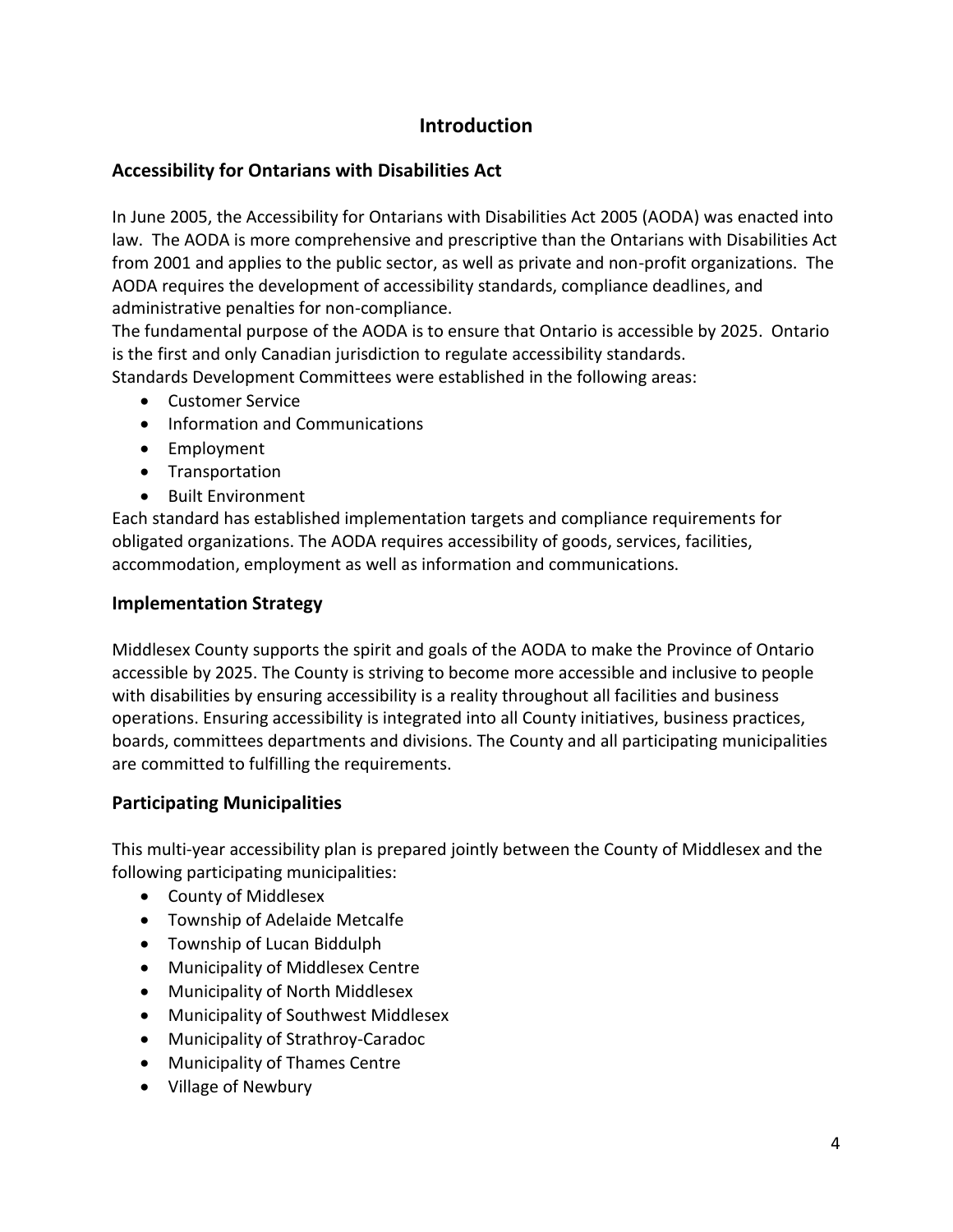# Introduction

## Accessibility for Ontarians with Disabilities Act

In June 2005, the Accessibility for Ontarians with Disabilities Act 2005 (AODA) was enacted into law. The AODA is more comprehensive and prescriptive than the Ontarians with Disabilities Act from 2001 and applies to the public sector, as well as private and non-profit organizations. The AODA requires the development of accessibility standards, compliance deadlines, and administrative penalties for non-compliance.

The fundamental purpose of the AODA is to ensure that Ontario is accessible by 2025. Ontario is the first and only Canadian jurisdiction to regulate accessibility standards.

Standards Development Committees were established in the following areas:

- Customer Service
- Information and Communications
- Employment
- Transportation
- Built Environment

Each standard has established implementation targets and compliance requirements for obligated organizations. The AODA requires accessibility of goods, services, facilities, accommodation, employment as well as information and communications.

## Implementation Strategy

Middlesex County supports the spirit and goals of the AODA to make the Province of Ontario accessible by 2025. The County is striving to become more accessible and inclusive to people with disabilities by ensuring accessibility is a reality throughout all facilities and business operations. Ensuring accessibility is integrated into all County initiatives, business practices, boards, committees departments and divisions. The County and all participating municipalities are committed to fulfilling the requirements.

## Participating Municipalities

This multi-year accessibility plan is prepared jointly between the County of Middlesex and the following participating municipalities:

- County of Middlesex
- Township of Adelaide Metcalfe
- Township of Lucan Biddulph
- Municipality of Middlesex Centre
- Municipality of North Middlesex
- Municipality of Southwest Middlesex
- Municipality of Strathroy-Caradoc
- Municipality of Thames Centre
- Village of Newbury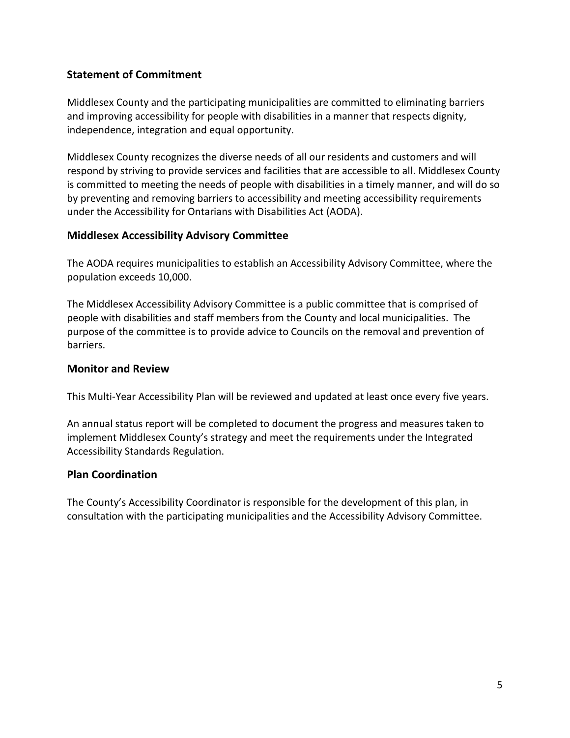## Statement of Commitment

Middlesex County and the participating municipalities are committed to eliminating barriers and improving accessibility for people with disabilities in a manner that respects dignity, independence, integration and equal opportunity.

Middlesex County recognizes the diverse needs of all our residents and customers and will respond by striving to provide services and facilities that are accessible to all. Middlesex County is committed to meeting the needs of people with disabilities in a timely manner, and will do so by preventing and removing barriers to accessibility and meeting accessibility requirements under the Accessibility for Ontarians with Disabilities Act (AODA).

## Middlesex Accessibility Advisory Committee

The AODA requires municipalities to establish an Accessibility Advisory Committee, where the population exceeds 10,000.

The Middlesex Accessibility Advisory Committee is a public committee that is comprised of people with disabilities and staff members from the County and local municipalities. The purpose of the committee is to provide advice to Councils on the removal and prevention of barriers.

## Monitor and Review

This Multi-Year Accessibility Plan will be reviewed and updated at least once every five years.

An annual status report will be completed to document the progress and measures taken to implement Middlesex County's strategy and meet the requirements under the Integrated Accessibility Standards Regulation.

## Plan Coordination

The County's Accessibility Coordinator is responsible for the development of this plan, in consultation with the participating municipalities and the Accessibility Advisory Committee.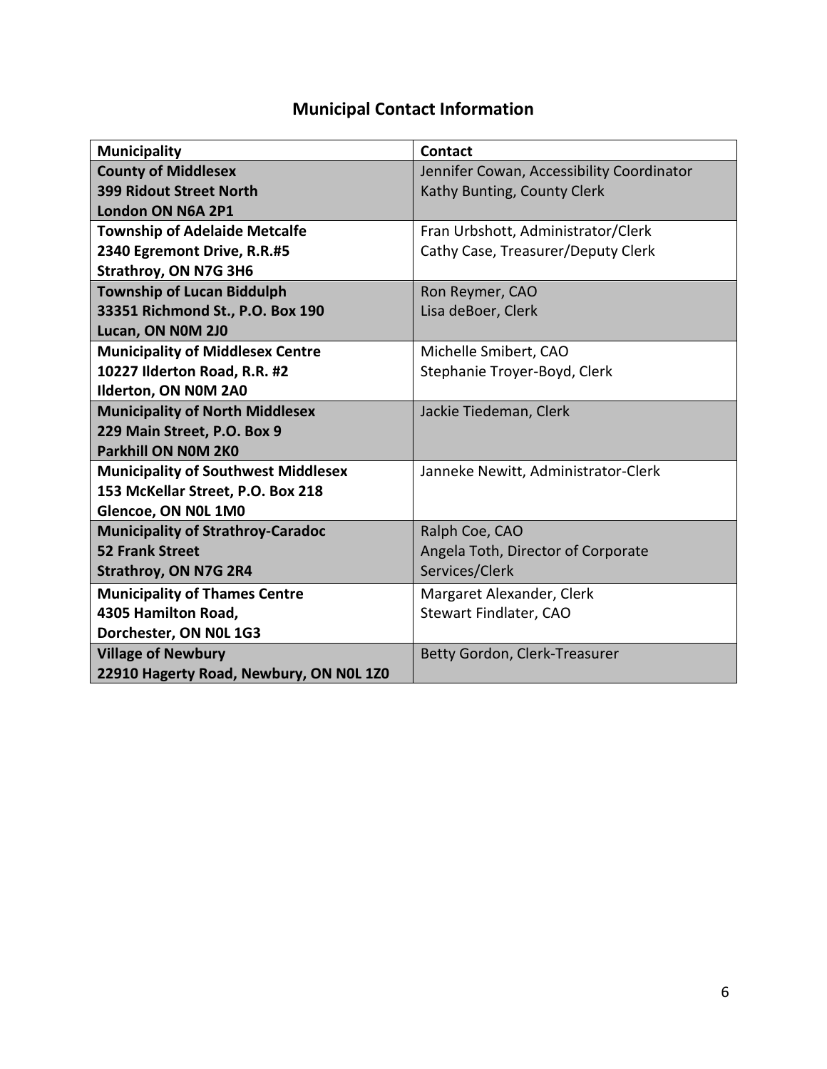## Municipal Contact Information

| Municipality | Contact |
|---|---|
| **County of Middlesex**<br>**399 Ridout Street North**<br>**London ON N6A 2P1** | Jennifer Cowan, Accessibility Coordinator<br>Kathy Bunting, County Clerk |
| **Township of Adelaide Metcalfe**<br>**2340 Egremont Drive, R.R.#5**<br>**Strathroy, ON N7G 3H6** | Fran Urbshott, Administrator/Clerk<br>Cathy Case, Treasurer/Deputy Clerk |
| **Township of Lucan Biddulph**<br>**33351 Richmond St., P.O. Box 190**<br>**Lucan, ON N0M 2J0** | Ron Reymer, CAO<br>Lisa deBoer, Clerk |
| **Municipality of Middlesex Centre**<br>**10227 Ilderton Road, R.R. #2**<br>**Ilderton, ON N0M 2A0** | Michelle Smibert, CAO<br>Stephanie Troyer-Boyd, Clerk |
| **Municipality of North Middlesex**<br>**229 Main Street, P.O. Box 9**<br>**Parkhill ON N0M 2K0** | Jackie Tiedeman, Clerk |
| **Municipality of Southwest Middlesex**<br>**153 McKellar Street, P.O. Box 218**<br>**Glencoe, ON N0L 1M0** | Janneke Newitt, Administrator-Clerk |
| **Municipality of Strathroy-Caradoc**<br>**52 Frank Street**<br>**Strathroy, ON N7G 2R4** | Ralph Coe, CAO<br>Angela Toth, Director of Corporate Services/Clerk |
| **Municipality of Thames Centre**<br>**4305 Hamilton Road,**<br>**Dorchester, ON N0L 1G3** | Margaret Alexander, Clerk<br>Stewart Findlater, CAO |
| **Village of Newbury**<br>**22910 Hagerty Road, Newbury, ON N0L 1Z0** | Betty Gordon, Clerk-Treasurer |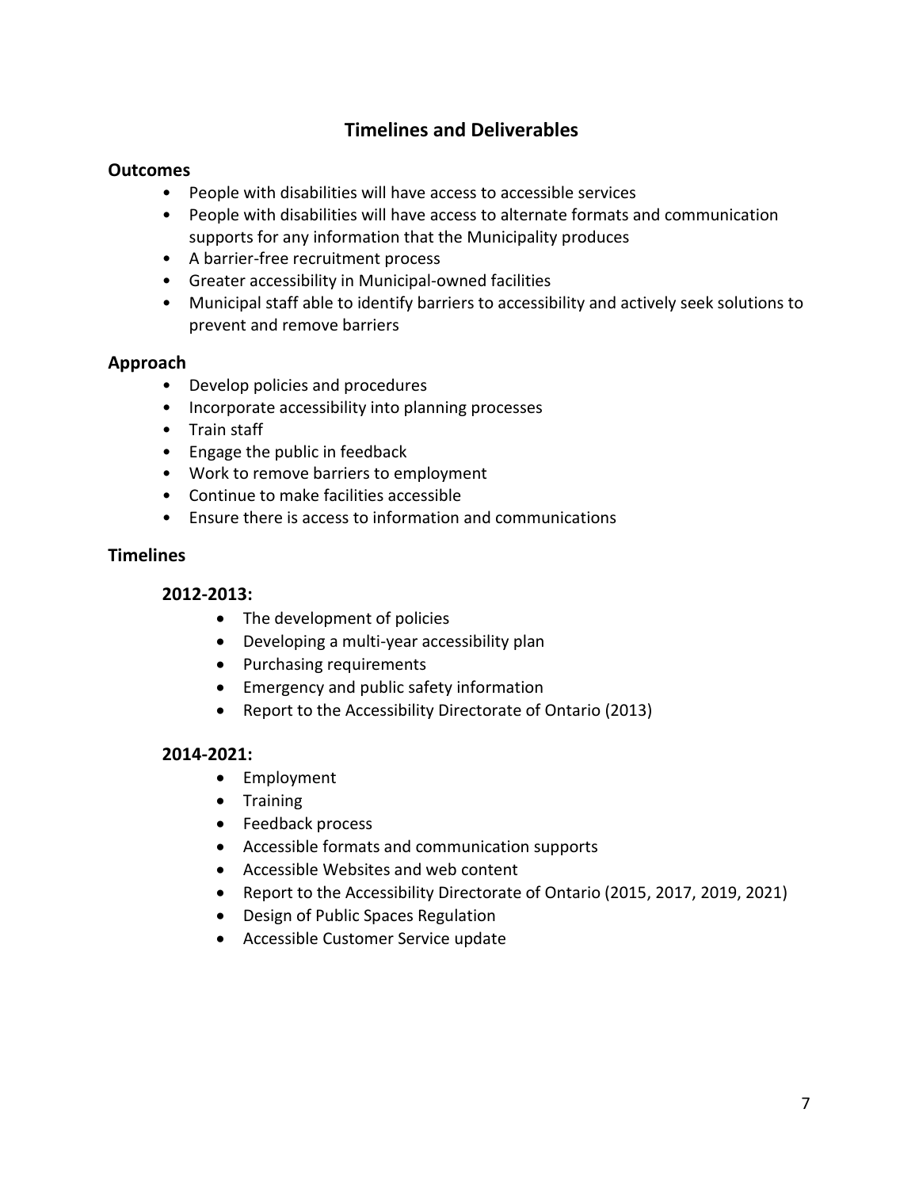## Timelines and Deliverables

### Outcomes

- People with disabilities will have access to accessible services
- People with disabilities will have access to alternate formats and communication supports for any information that the Municipality produces
- A barrier-free recruitment process
- Greater accessibility in Municipal-owned facilities
- Municipal staff able to identify barriers to accessibility and actively seek solutions to prevent and remove barriers

### Approach

- Develop policies and procedures
- Incorporate accessibility into planning processes
- Train staff
- Engage the public in feedback
- Work to remove barriers to employment
- Continue to make facilities accessible
- Ensure there is access to information and communications

### Timelines

#### 2012-2013:

- The development of policies
- Developing a multi-year accessibility plan
- Purchasing requirements
- Emergency and public safety information
- Report to the Accessibility Directorate of Ontario (2013)

#### 2014-2021:

- Employment
- Training
- Feedback process
- Accessible formats and communication supports
- Accessible Websites and web content
- Report to the Accessibility Directorate of Ontario (2015, 2017, 2019, 2021)
- Design of Public Spaces Regulation
- Accessible Customer Service update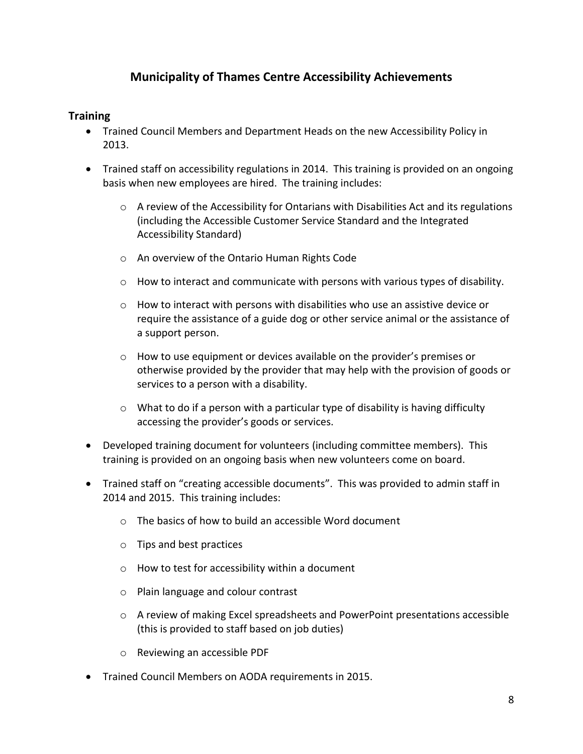# Municipality of Thames Centre Accessibility Achievements

## Training

- Trained Council Members and Department Heads on the new Accessibility Policy in 2013.

- Trained staff on accessibility regulations in 2014. This training is provided on an ongoing basis when new employees are hired. The training includes:

    - A review of the Accessibility for Ontarians with Disabilities Act and its regulations (including the Accessible Customer Service Standard and the Integrated Accessibility Standard)

    - An overview of the Ontario Human Rights Code

    - How to interact and communicate with persons with various types of disability.

    - How to interact with persons with disabilities who use an assistive device or require the assistance of a guide dog or other service animal or the assistance of a support person.

    - How to use equipment or devices available on the provider's premises or otherwise provided by the provider that may help with the provision of goods or services to a person with a disability.

    - What to do if a person with a particular type of disability is having difficulty accessing the provider's goods or services.

- Developed training document for volunteers (including committee members). This training is provided on an ongoing basis when new volunteers come on board.

- Trained staff on "creating accessible documents". This was provided to admin staff in 2014 and 2015. This training includes:

    - The basics of how to build an accessible Word document

    - Tips and best practices

    - How to test for accessibility within a document

    - Plain language and colour contrast

    - A review of making Excel spreadsheets and PowerPoint presentations accessible (this is provided to staff based on job duties)

    - Reviewing an accessible PDF

- Trained Council Members on AODA requirements in 2015.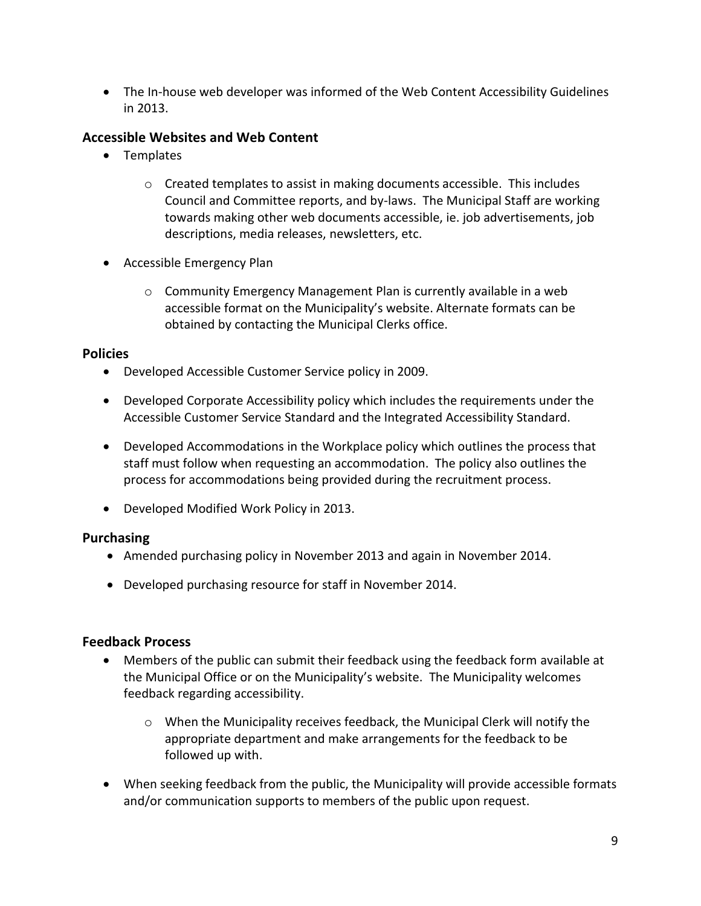- The In-house web developer was informed of the Web Content Accessibility Guidelines in 2013.

### Accessible Websites and Web Content

- Templates
  - Created templates to assist in making documents accessible. This includes Council and Committee reports, and by-laws. The Municipal Staff are working towards making other web documents accessible, ie. job advertisements, job descriptions, media releases, newsletters, etc.
- Accessible Emergency Plan
  - Community Emergency Management Plan is currently available in a web accessible format on the Municipality's website. Alternate formats can be obtained by contacting the Municipal Clerks office.

### Policies

- Developed Accessible Customer Service policy in 2009.
- Developed Corporate Accessibility policy which includes the requirements under the Accessible Customer Service Standard and the Integrated Accessibility Standard.
- Developed Accommodations in the Workplace policy which outlines the process that staff must follow when requesting an accommodation. The policy also outlines the process for accommodations being provided during the recruitment process.
- Developed Modified Work Policy in 2013.

### Purchasing

- Amended purchasing policy in November 2013 and again in November 2014.
- Developed purchasing resource for staff in November 2014.

### Feedback Process

- Members of the public can submit their feedback using the feedback form available at the Municipal Office or on the Municipality's website. The Municipality welcomes feedback regarding accessibility.
  - When the Municipality receives feedback, the Municipal Clerk will notify the appropriate department and make arrangements for the feedback to be followed up with.
- When seeking feedback from the public, the Municipality will provide accessible formats and/or communication supports to members of the public upon request.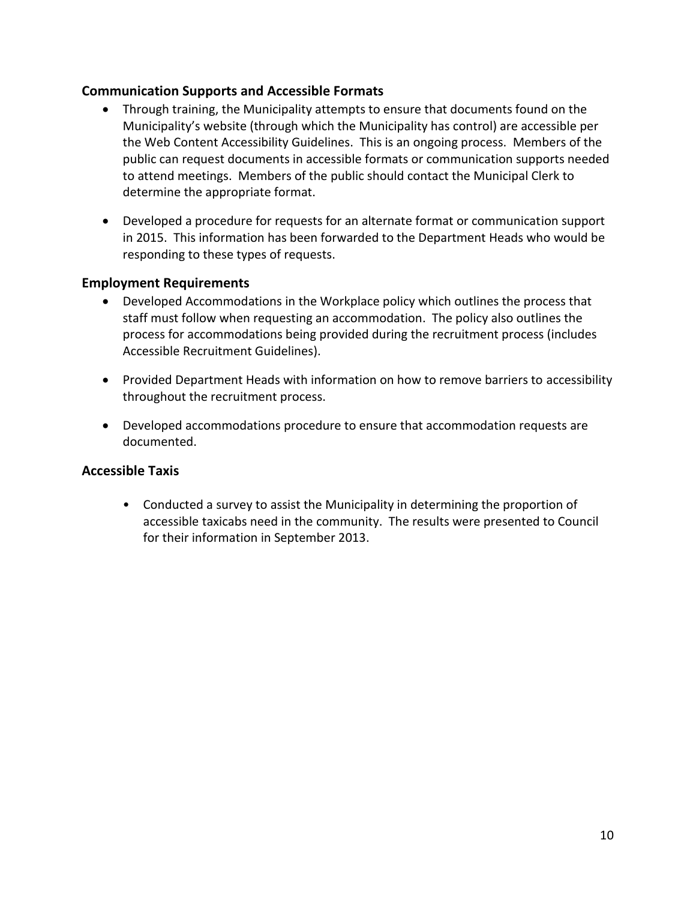### Communication Supports and Accessible Formats

- Through training, the Municipality attempts to ensure that documents found on the Municipality's website (through which the Municipality has control) are accessible per the Web Content Accessibility Guidelines. This is an ongoing process. Members of the public can request documents in accessible formats or communication supports needed to attend meetings. Members of the public should contact the Municipal Clerk to determine the appropriate format.

- Developed a procedure for requests for an alternate format or communication support in 2015. This information has been forwarded to the Department Heads who would be responding to these types of requests.

### Employment Requirements

- Developed Accommodations in the Workplace policy which outlines the process that staff must follow when requesting an accommodation. The policy also outlines the process for accommodations being provided during the recruitment process (includes Accessible Recruitment Guidelines).

- Provided Department Heads with information on how to remove barriers to accessibility throughout the recruitment process.

- Developed accommodations procedure to ensure that accommodation requests are documented.

### Accessible Taxis

- Conducted a survey to assist the Municipality in determining the proportion of accessible taxicabs need in the community. The results were presented to Council for their information in September 2013.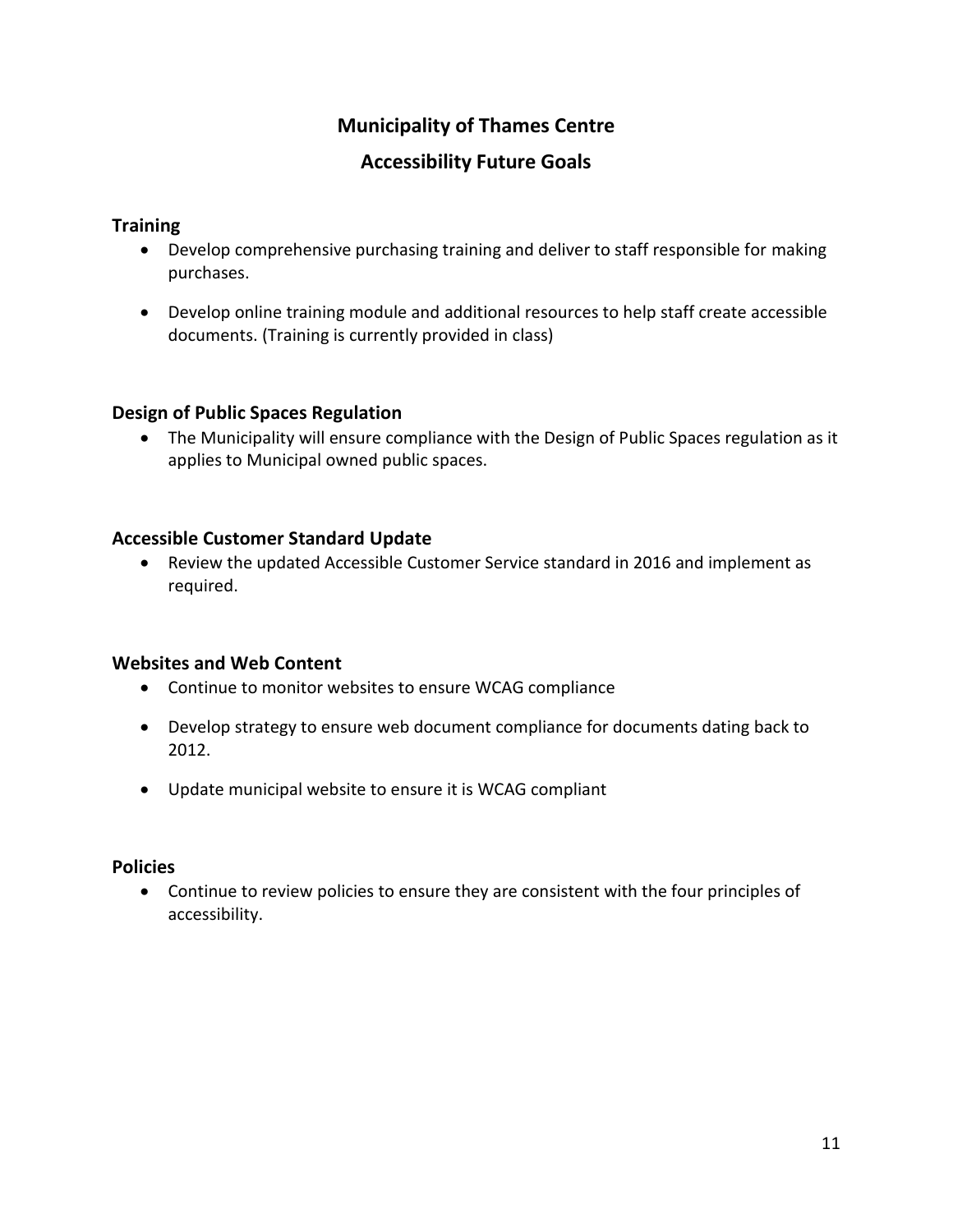# Municipality of Thames Centre

## Accessibility Future Goals

### Training

- Develop comprehensive purchasing training and deliver to staff responsible for making purchases.
- Develop online training module and additional resources to help staff create accessible documents. (Training is currently provided in class)

### Design of Public Spaces Regulation

- The Municipality will ensure compliance with the Design of Public Spaces regulation as it applies to Municipal owned public spaces.

### Accessible Customer Standard Update

- Review the updated Accessible Customer Service standard in 2016 and implement as required.

### Websites and Web Content

- Continue to monitor websites to ensure WCAG compliance
- Develop strategy to ensure web document compliance for documents dating back to 2012.
- Update municipal website to ensure it is WCAG compliant

### Policies

- Continue to review policies to ensure they are consistent with the four principles of accessibility.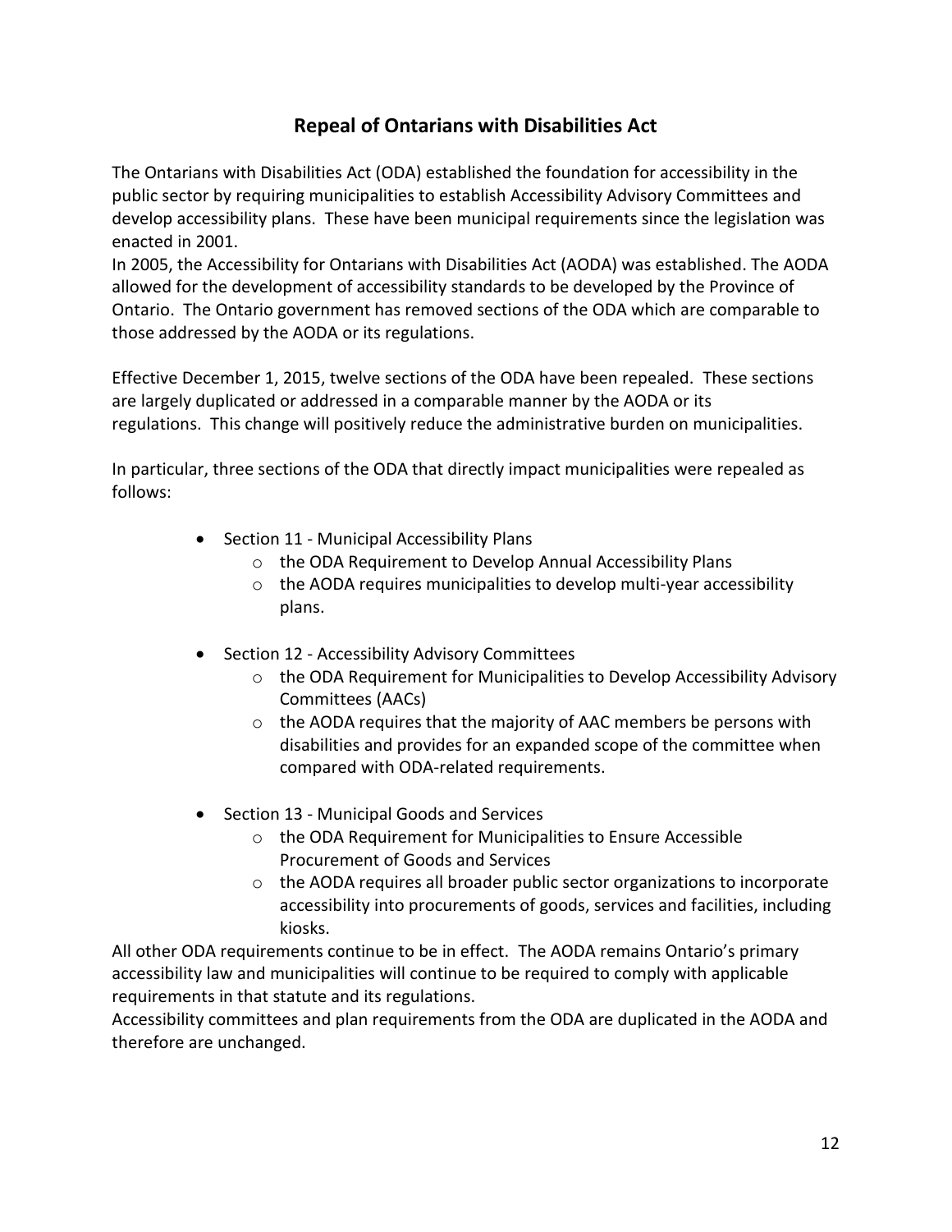## Repeal of Ontarians with Disabilities Act

The Ontarians with Disabilities Act (ODA) established the foundation for accessibility in the public sector by requiring municipalities to establish Accessibility Advisory Committees and develop accessibility plans. These have been municipal requirements since the legislation was enacted in 2001.

In 2005, the Accessibility for Ontarians with Disabilities Act (AODA) was established. The AODA allowed for the development of accessibility standards to be developed by the Province of Ontario. The Ontario government has removed sections of the ODA which are comparable to those addressed by the AODA or its regulations.

Effective December 1, 2015, twelve sections of the ODA have been repealed. These sections are largely duplicated or addressed in a comparable manner by the AODA or its regulations. This change will positively reduce the administrative burden on municipalities.

In particular, three sections of the ODA that directly impact municipalities were repealed as follows:

- Section 11 - Municipal Accessibility Plans
  - the ODA Requirement to Develop Annual Accessibility Plans
  - the AODA requires municipalities to develop multi-year accessibility plans.
- Section 12 - Accessibility Advisory Committees
  - the ODA Requirement for Municipalities to Develop Accessibility Advisory Committees (AACs)
  - the AODA requires that the majority of AAC members be persons with disabilities and provides for an expanded scope of the committee when compared with ODA-related requirements.
- Section 13 - Municipal Goods and Services
  - the ODA Requirement for Municipalities to Ensure Accessible Procurement of Goods and Services
  - the AODA requires all broader public sector organizations to incorporate accessibility into procurements of goods, services and facilities, including kiosks.

All other ODA requirements continue to be in effect. The AODA remains Ontario's primary accessibility law and municipalities will continue to be required to comply with applicable requirements in that statute and its regulations.

Accessibility committees and plan requirements from the ODA are duplicated in the AODA and therefore are unchanged.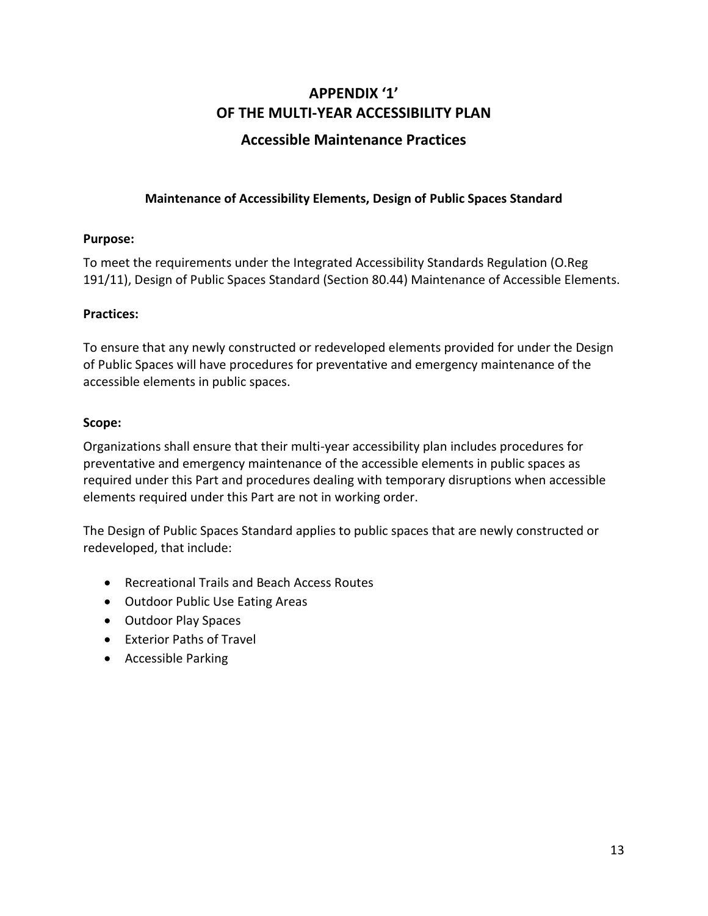# APPENDIX '1' OF THE MULTI-YEAR ACCESSIBILITY PLAN

## Accessible Maintenance Practices

### Maintenance of Accessibility Elements, Design of Public Spaces Standard

**Purpose:**

To meet the requirements under the Integrated Accessibility Standards Regulation (O.Reg 191/11), Design of Public Spaces Standard (Section 80.44) Maintenance of Accessible Elements.

**Practices:**

To ensure that any newly constructed or redeveloped elements provided for under the Design of Public Spaces will have procedures for preventative and emergency maintenance of the accessible elements in public spaces.

**Scope:**

Organizations shall ensure that their multi-year accessibility plan includes procedures for preventative and emergency maintenance of the accessible elements in public spaces as required under this Part and procedures dealing with temporary disruptions when accessible elements required under this Part are not in working order.

The Design of Public Spaces Standard applies to public spaces that are newly constructed or redeveloped, that include:

- Recreational Trails and Beach Access Routes
- Outdoor Public Use Eating Areas
- Outdoor Play Spaces
- Exterior Paths of Travel
- Accessible Parking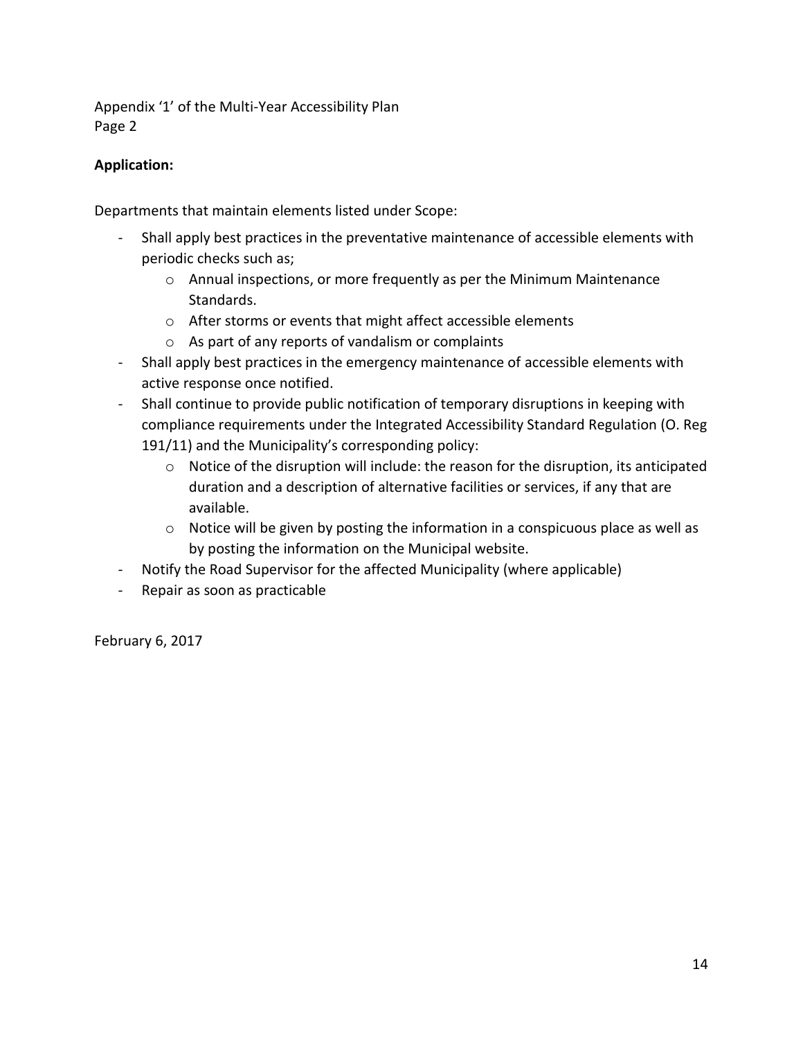Appendix ‘1’ of the Multi-Year Accessibility Plan
Page 2

**Application:**

Departments that maintain elements listed under Scope:

- Shall apply best practices in the preventative maintenance of accessible elements with periodic checks such as;
  - Annual inspections, or more frequently as per the Minimum Maintenance Standards.
  - After storms or events that might affect accessible elements
  - As part of any reports of vandalism or complaints
- Shall apply best practices in the emergency maintenance of accessible elements with active response once notified.
- Shall continue to provide public notification of temporary disruptions in keeping with compliance requirements under the Integrated Accessibility Standard Regulation (O. Reg 191/11) and the Municipality’s corresponding policy:
  - Notice of the disruption will include: the reason for the disruption, its anticipated duration and a description of alternative facilities or services, if any that are available.
  - Notice will be given by posting the information in a conspicuous place as well as by posting the information on the Municipal website.
- Notify the Road Supervisor for the affected Municipality (where applicable)
- Repair as soon as practicable

February 6, 2017